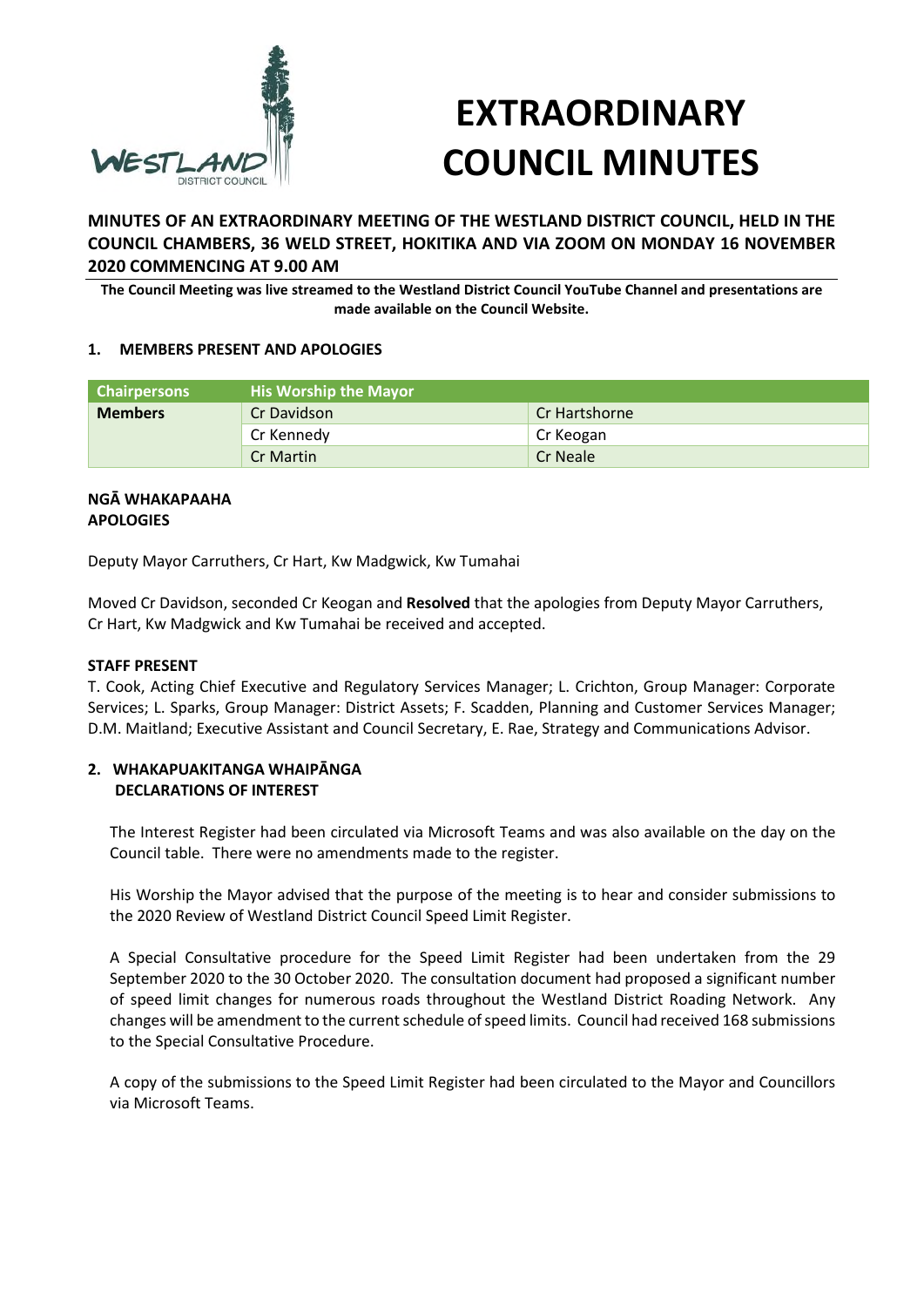# EXTRAORDINARY COUNCIL MINUTES

**MINUTES OF AN EXTRAORDINARY MEETING OF THE WESTLAND DISTRICT COUNCIL, HELD IN THE COUNCIL CHAMBERS, 36 WELD STREET, HOKITIKA AND VIA ZOOM ON MONDAY 16 NOVEMBER 2020 COMMENCING AT 9.00 AM**

**The Council Meeting was live streamed to the Westland District Council YouTube Channel and presentations are made available on the Council Website.**

## 1. MEMBERS PRESENT AND APOLOGIES

| Chairpersons | His Worship the Mayor | |
|---|---|---|
| **Members** | Cr Davidson | Cr Hartshorne |
| | Cr Kennedy | Cr Keogan |
| | Cr Martin | Cr Neale |

**NGĀ WHAKAPAAHA**
**APOLOGIES**

Deputy Mayor Carruthers, Cr Hart, Kw Madgwick, Kw Tumahai

Moved Cr Davidson, seconded Cr Keogan and **Resolved** that the apologies from Deputy Mayor Carruthers, Cr Hart, Kw Madgwick and Kw Tumahai be received and accepted.

**STAFF PRESENT**

T. Cook, Acting Chief Executive and Regulatory Services Manager; L. Crichton, Group Manager: Corporate Services; L. Sparks, Group Manager: District Assets; F. Scadden, Planning and Customer Services Manager; D.M. Maitland; Executive Assistant and Council Secretary, E. Rae, Strategy and Communications Advisor.

## 2. WHAKAPUAKITANGA WHAIPĀNGA DECLARATIONS OF INTEREST

The Interest Register had been circulated via Microsoft Teams and was also available on the day on the Council table. There were no amendments made to the register.

His Worship the Mayor advised that the purpose of the meeting is to hear and consider submissions to the 2020 Review of Westland District Council Speed Limit Register.

A Special Consultative procedure for the Speed Limit Register had been undertaken from the 29 September 2020 to the 30 October 2020. The consultation document had proposed a significant number of speed limit changes for numerous roads throughout the Westland District Roading Network. Any changes will be amendment to the current schedule of speed limits. Council had received 168 submissions to the Special Consultative Procedure.

A copy of the submissions to the Speed Limit Register had been circulated to the Mayor and Councillors via Microsoft Teams.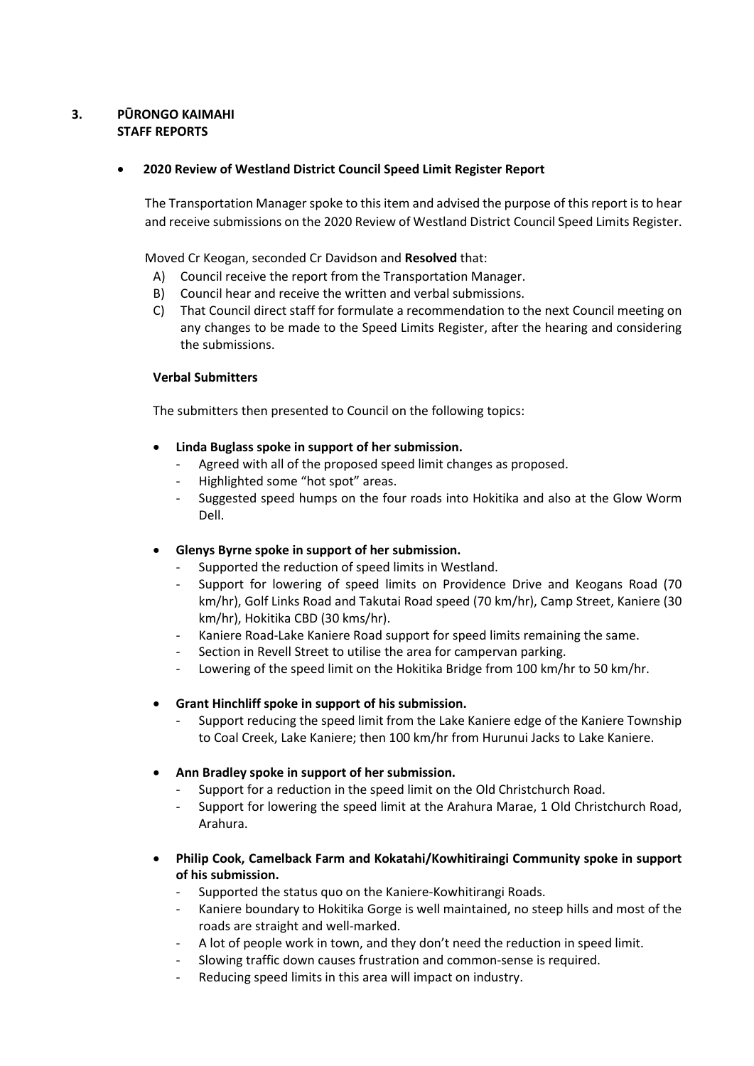## 3. PŪRONGO KAIMAHI
## STAFF REPORTS

- **2020 Review of Westland District Council Speed Limit Register Report**

The Transportation Manager spoke to this item and advised the purpose of this report is to hear and receive submissions on the 2020 Review of Westland District Council Speed Limits Register.

Moved Cr Keogan, seconded Cr Davidson and **Resolved** that:

A) Council receive the report from the Transportation Manager.
B) Council hear and receive the written and verbal submissions.
C) That Council direct staff for formulate a recommendation to the next Council meeting on any changes to be made to the Speed Limits Register, after the hearing and considering the submissions.

**Verbal Submitters**

The submitters then presented to Council on the following topics:

- **Linda Buglass spoke in support of her submission.**
  - Agreed with all of the proposed speed limit changes as proposed.
  - Highlighted some "hot spot" areas.
  - Suggested speed humps on the four roads into Hokitika and also at the Glow Worm Dell.

- **Glenys Byrne spoke in support of her submission.**
  - Supported the reduction of speed limits in Westland.
  - Support for lowering of speed limits on Providence Drive and Keogans Road (70 km/hr), Golf Links Road and Takutai Road speed (70 km/hr), Camp Street, Kaniere (30 km/hr), Hokitika CBD (30 kms/hr).
  - Kaniere Road-Lake Kaniere Road support for speed limits remaining the same.
  - Section in Revell Street to utilise the area for campervan parking.
  - Lowering of the speed limit on the Hokitika Bridge from 100 km/hr to 50 km/hr.

- **Grant Hinchliff spoke in support of his submission.**
  - Support reducing the speed limit from the Lake Kaniere edge of the Kaniere Township to Coal Creek, Lake Kaniere; then 100 km/hr from Hurunui Jacks to Lake Kaniere.

- **Ann Bradley spoke in support of her submission.**
  - Support for a reduction in the speed limit on the Old Christchurch Road.
  - Support for lowering the speed limit at the Arahura Marae, 1 Old Christchurch Road, Arahura.

- **Philip Cook, Camelback Farm and Kokatahi/Kowhitiraingi Community spoke in support of his submission.**
  - Supported the status quo on the Kaniere-Kowhitirangi Roads.
  - Kaniere boundary to Hokitika Gorge is well maintained, no steep hills and most of the roads are straight and well-marked.
  - A lot of people work in town, and they don't need the reduction in speed limit.
  - Slowing traffic down causes frustration and common-sense is required.
  - Reducing speed limits in this area will impact on industry.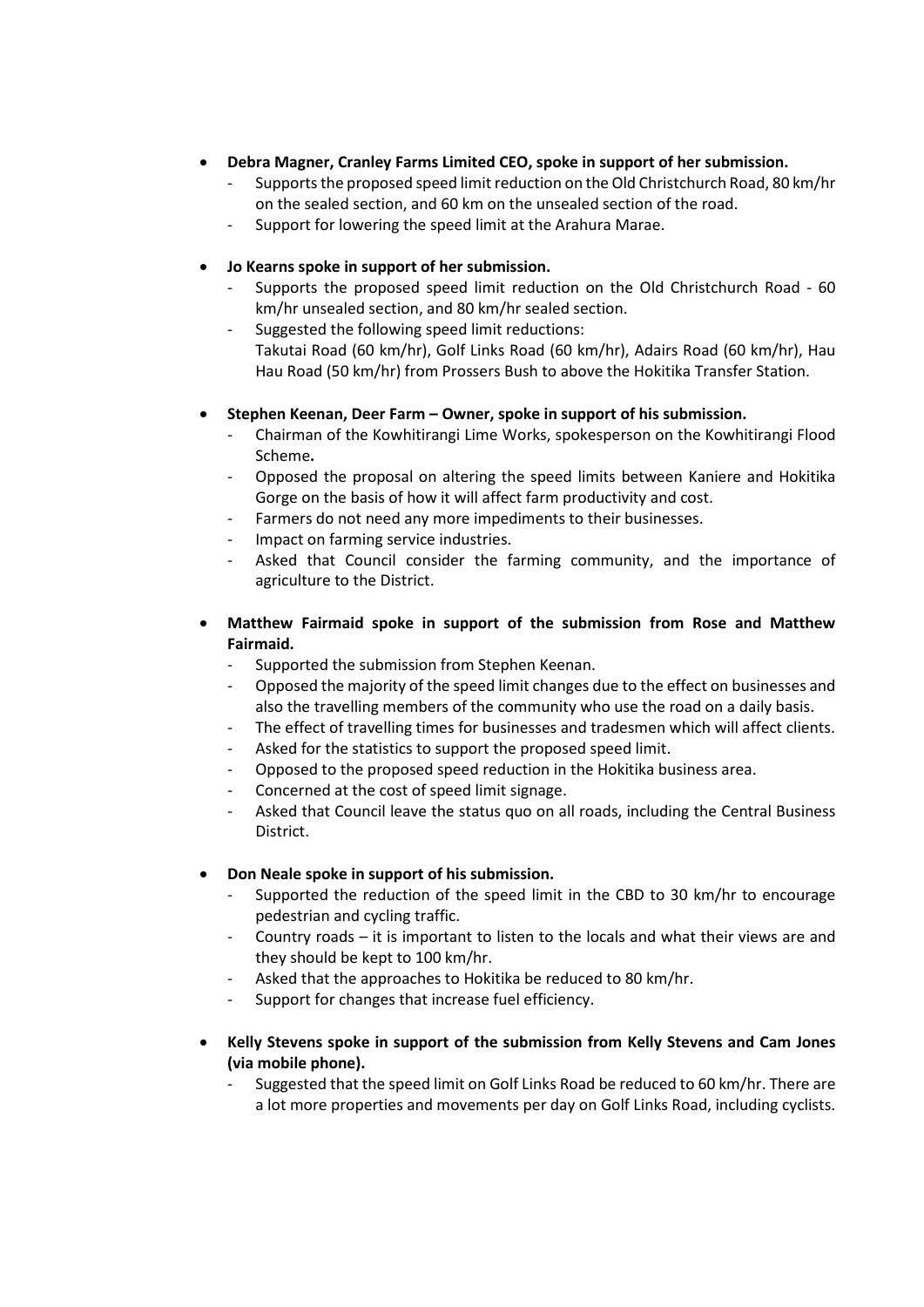- **Debra Magner, Cranley Farms Limited CEO, spoke in support of her submission.**
  - Supports the proposed speed limit reduction on the Old Christchurch Road, 80 km/hr on the sealed section, and 60 km on the unsealed section of the road.
  - Support for lowering the speed limit at the Arahura Marae.

- **Jo Kearns spoke in support of her submission.**
  - Supports the proposed speed limit reduction on the Old Christchurch Road - 60 km/hr unsealed section, and 80 km/hr sealed section.
  - Suggested the following speed limit reductions:
    Takutai Road (60 km/hr), Golf Links Road (60 km/hr), Adairs Road (60 km/hr), Hau Hau Road (50 km/hr) from Prossers Bush to above the Hokitika Transfer Station.

- **Stephen Keenan, Deer Farm – Owner, spoke in support of his submission.**
  - Chairman of the Kowhitirangi Lime Works, spokesperson on the Kowhitirangi Flood Scheme**.**
  - Opposed the proposal on altering the speed limits between Kaniere and Hokitika Gorge on the basis of how it will affect farm productivity and cost.
  - Farmers do not need any more impediments to their businesses.
  - Impact on farming service industries.
  - Asked that Council consider the farming community, and the importance of agriculture to the District.

- **Matthew Fairmaid spoke in support of the submission from Rose and Matthew Fairmaid.**
  - Supported the submission from Stephen Keenan.
  - Opposed the majority of the speed limit changes due to the effect on businesses and also the travelling members of the community who use the road on a daily basis.
  - The effect of travelling times for businesses and tradesmen which will affect clients.
  - Asked for the statistics to support the proposed speed limit.
  - Opposed to the proposed speed reduction in the Hokitika business area.
  - Concerned at the cost of speed limit signage.
  - Asked that Council leave the status quo on all roads, including the Central Business District.

- **Don Neale spoke in support of his submission.**
  - Supported the reduction of the speed limit in the CBD to 30 km/hr to encourage pedestrian and cycling traffic.
  - Country roads – it is important to listen to the locals and what their views are and they should be kept to 100 km/hr.
  - Asked that the approaches to Hokitika be reduced to 80 km/hr.
  - Support for changes that increase fuel efficiency.

- **Kelly Stevens spoke in support of the submission from Kelly Stevens and Cam Jones (via mobile phone).**
  - Suggested that the speed limit on Golf Links Road be reduced to 60 km/hr. There are a lot more properties and movements per day on Golf Links Road, including cyclists.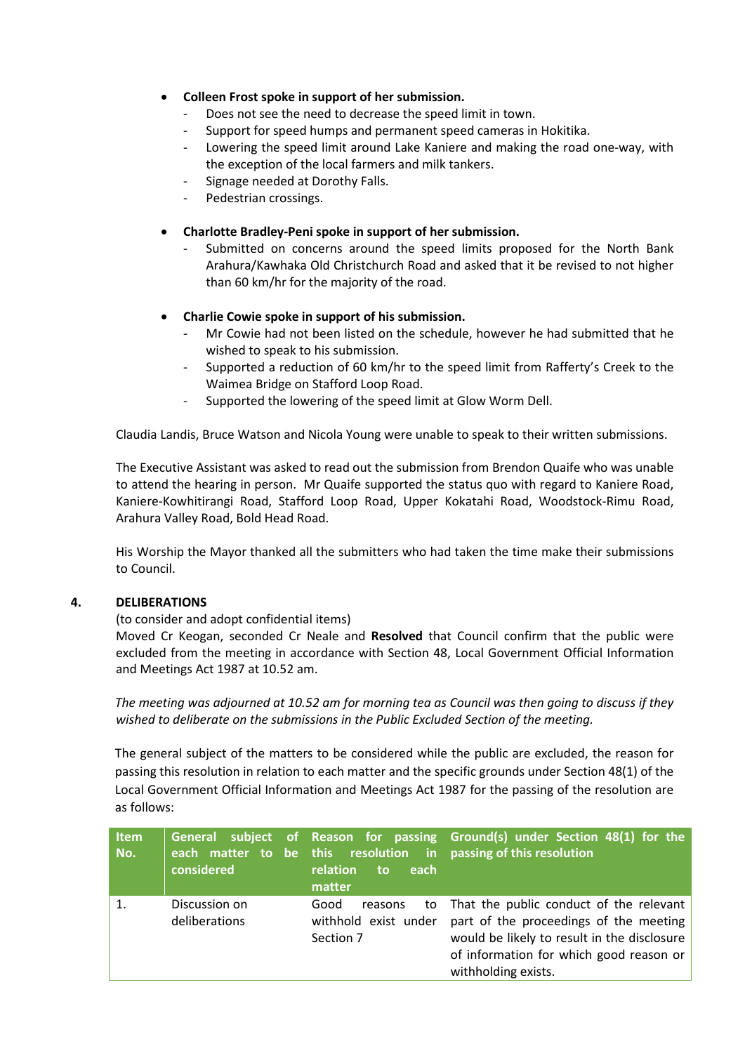- **Colleen Frost spoke in support of her submission.**
  - Does not see the need to decrease the speed limit in town.
  - Support for speed humps and permanent speed cameras in Hokitika.
  - Lowering the speed limit around Lake Kaniere and making the road one-way, with the exception of the local farmers and milk tankers.
  - Signage needed at Dorothy Falls.
  - Pedestrian crossings.

- **Charlotte Bradley-Peni spoke in support of her submission.**
  - Submitted on concerns around the speed limits proposed for the North Bank Arahura/Kawhaka Old Christchurch Road and asked that it be revised to not higher than 60 km/hr for the majority of the road.

- **Charlie Cowie spoke in support of his submission.**
  - Mr Cowie had not been listed on the schedule, however he had submitted that he wished to speak to his submission.
  - Supported a reduction of 60 km/hr to the speed limit from Rafferty's Creek to the Waimea Bridge on Stafford Loop Road.
  - Supported the lowering of the speed limit at Glow Worm Dell.

Claudia Landis, Bruce Watson and Nicola Young were unable to speak to their written submissions.

The Executive Assistant was asked to read out the submission from Brendon Quaife who was unable to attend the hearing in person. Mr Quaife supported the status quo with regard to Kaniere Road, Kaniere-Kowhitirangi Road, Stafford Loop Road, Upper Kokatahi Road, Woodstock-Rimu Road, Arahura Valley Road, Bold Head Road.

His Worship the Mayor thanked all the submitters who had taken the time make their submissions to Council.

## 4. DELIBERATIONS

(to consider and adopt confidential items)

Moved Cr Keogan, seconded Cr Neale and **Resolved** that Council confirm that the public were excluded from the meeting in accordance with Section 48, Local Government Official Information and Meetings Act 1987 at 10.52 am.

*The meeting was adjourned at 10.52 am for morning tea as Council was then going to discuss if they wished to deliberate on the submissions in the Public Excluded Section of the meeting.*

The general subject of the matters to be considered while the public are excluded, the reason for passing this resolution in relation to each matter and the specific grounds under Section 48(1) of the Local Government Official Information and Meetings Act 1987 for the passing of the resolution are as follows:

| Item No. | General subject of each matter to be considered | Reason for passing this resolution in relation to each matter | Ground(s) under Section 48(1) for the passing of this resolution |
|---|---|---|---|
| 1. | Discussion on deliberations | Good reasons to withhold exist under Section 7 | That the public conduct of the relevant part of the proceedings of the meeting would be likely to result in the disclosure of information for which good reason or withholding exists. |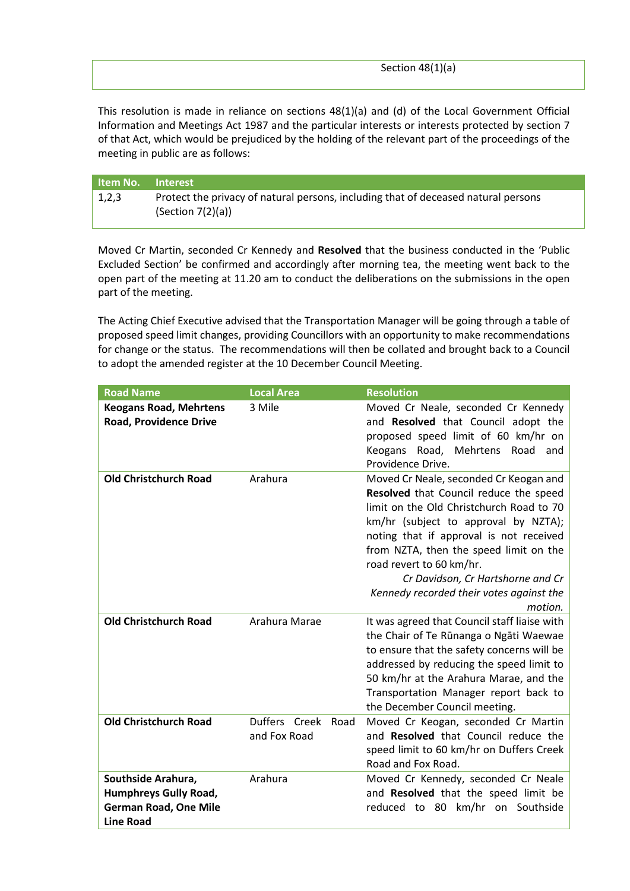| | Section 48(1)(a) |
|---|---|

This resolution is made in reliance on sections 48(1)(a) and (d) of the Local Government Official Information and Meetings Act 1987 and the particular interests or interests protected by section 7 of that Act, which would be prejudiced by the holding of the relevant part of the proceedings of the meeting in public are as follows:

| Item No. | Interest |
|---|---|
| 1,2,3 | Protect the privacy of natural persons, including that of deceased natural persons (Section 7(2)(a)) |

Moved Cr Martin, seconded Cr Kennedy and **Resolved** that the business conducted in the 'Public Excluded Section' be confirmed and accordingly after morning tea, the meeting went back to the open part of the meeting at 11.20 am to conduct the deliberations on the submissions in the open part of the meeting.

The Acting Chief Executive advised that the Transportation Manager will be going through a table of proposed speed limit changes, providing Councillors with an opportunity to make recommendations for change or the status. The recommendations will then be collated and brought back to a Council to adopt the amended register at the 10 December Council Meeting.

| Road Name | Local Area | Resolution |
|---|---|---|
| **Keogans Road, Mehrtens Road, Providence Drive** | 3 Mile | Moved Cr Neale, seconded Cr Kennedy and **Resolved** that Council adopt the proposed speed limit of 60 km/hr on Keogans Road, Mehrtens Road and Providence Drive. |
| **Old Christchurch Road** | Arahura | Moved Cr Neale, seconded Cr Keogan and **Resolved** that Council reduce the speed limit on the Old Christchurch Road to 70 km/hr (subject to approval by NZTA); noting that if approval is not received from NZTA, then the speed limit on the road revert to 60 km/hr. *Cr Davidson, Cr Hartshorne and Cr Kennedy recorded their votes against the motion.* |
| **Old Christchurch Road** | Arahura Marae | It was agreed that Council staff liaise with the Chair of Te Rūnanga o Ngāti Waewae to ensure that the safety concerns will be addressed by reducing the speed limit to 50 km/hr at the Arahura Marae, and the Transportation Manager report back to the December Council meeting. |
| **Old Christchurch Road** | Duffers Creek Road and Fox Road | Moved Cr Keogan, seconded Cr Martin and **Resolved** that Council reduce the speed limit to 60 km/hr on Duffers Creek Road and Fox Road. |
| **Southside Arahura, Humphreys Gully Road, German Road, One Mile Line Road** | Arahura | Moved Cr Kennedy, seconded Cr Neale and **Resolved** that the speed limit be reduced to 80 km/hr on Southside |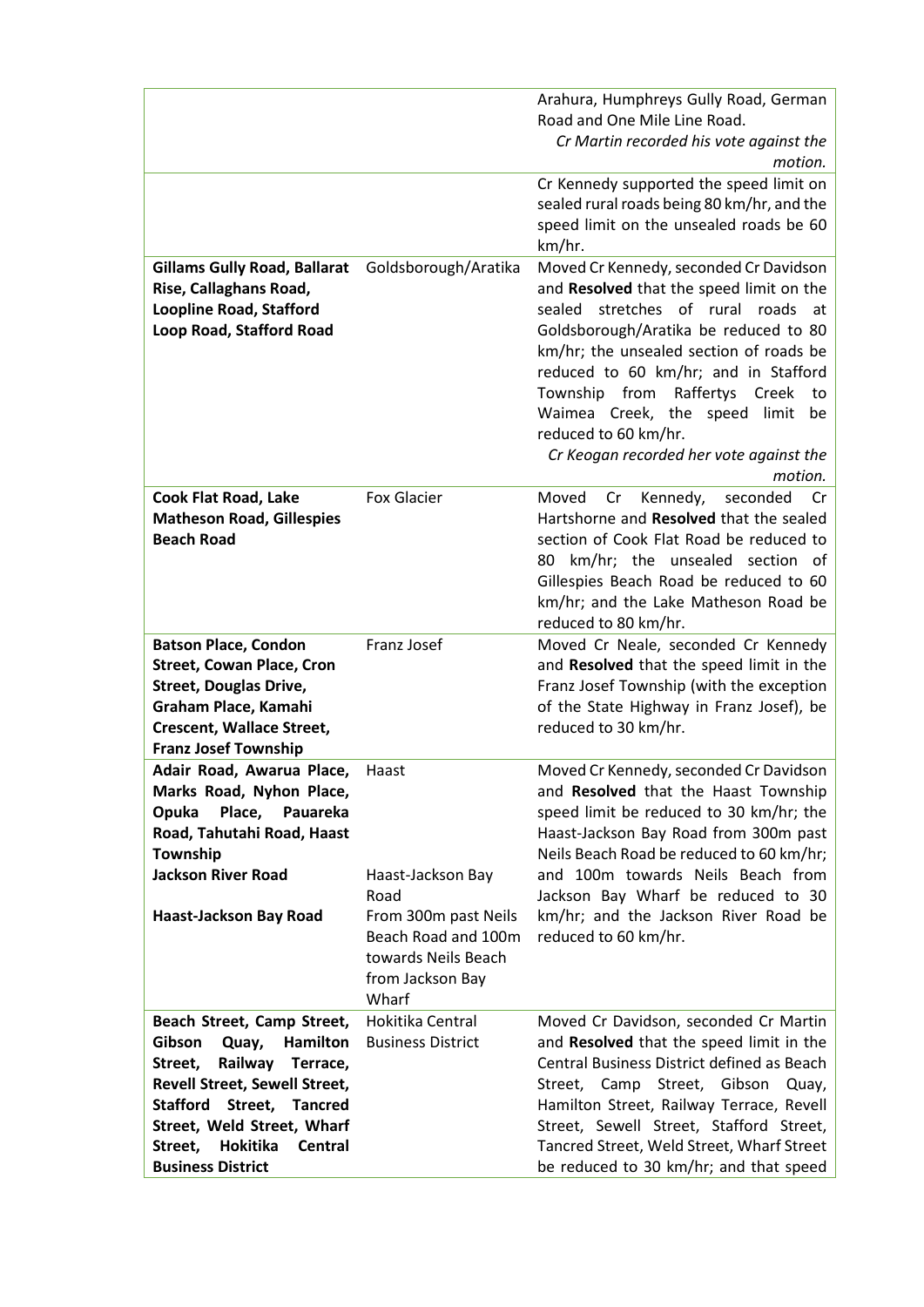| | | |
|---|---|---|
| | | Arahura, Humphreys Gully Road, German Road and One Mile Line Road. *Cr Martin recorded his vote against the motion.* |
| | | Cr Kennedy supported the speed limit on sealed rural roads being 80 km/hr, and the speed limit on the unsealed roads be 60 km/hr. |
| **Gillams Gully Road, Ballarat Rise, Callaghans Road, Loopline Road, Stafford Loop Road, Stafford Road** | Goldsborough/Aratika | Moved Cr Kennedy, seconded Cr Davidson and **Resolved** that the speed limit on the sealed stretches of rural roads at Goldsborough/Aratika be reduced to 80 km/hr; the unsealed section of roads be reduced to 60 km/hr; and in Stafford Township from Raffertys Creek to Waimea Creek, the speed limit be reduced to 60 km/hr. *Cr Keogan recorded her vote against the motion.* |
| **Cook Flat Road, Lake Matheson Road, Gillespies Beach Road** | Fox Glacier | Moved Cr Kennedy, seconded Cr Hartshorne and **Resolved** that the sealed section of Cook Flat Road be reduced to 80 km/hr; the unsealed section of Gillespies Beach Road be reduced to 60 km/hr; and the Lake Matheson Road be reduced to 80 km/hr. |
| **Batson Place, Condon Street, Cowan Place, Cron Street, Douglas Drive, Graham Place, Kamahi Crescent, Wallace Street, Franz Josef Township** | Franz Josef | Moved Cr Neale, seconded Cr Kennedy and **Resolved** that the speed limit in the Franz Josef Township (with the exception of the State Highway in Franz Josef), be reduced to 30 km/hr. |
| **Adair Road, Awarua Place, Marks Road, Nyhon Place, Opuka Place, Pauareka Road, Tahutahi Road, Haast Township**<br>**Jackson River Road**<br>**Haast-Jackson Bay Road** | Haast<br>Haast-Jackson Bay Road<br>From 300m past Neils Beach Road and 100m towards Neils Beach from Jackson Bay Wharf | Moved Cr Kennedy, seconded Cr Davidson and **Resolved** that the Haast Township speed limit be reduced to 30 km/hr; the Haast-Jackson Bay Road from 300m past Neils Beach Road be reduced to 60 km/hr; and 100m towards Neils Beach from Jackson Bay Wharf be reduced to 30 km/hr; and the Jackson River Road be reduced to 60 km/hr. |
| **Beach Street, Camp Street, Gibson Quay, Hamilton Street, Railway Terrace, Revell Street, Sewell Street, Stafford Street, Tancred Street, Weld Street, Wharf Street, Hokitika Central Business District** | Hokitika Central Business District | Moved Cr Davidson, seconded Cr Martin and **Resolved** that the speed limit in the Central Business District defined as Beach Street, Camp Street, Gibson Quay, Hamilton Street, Railway Terrace, Revell Street, Sewell Street, Stafford Street, Tancred Street, Weld Street, Wharf Street be reduced to 30 km/hr; and that speed |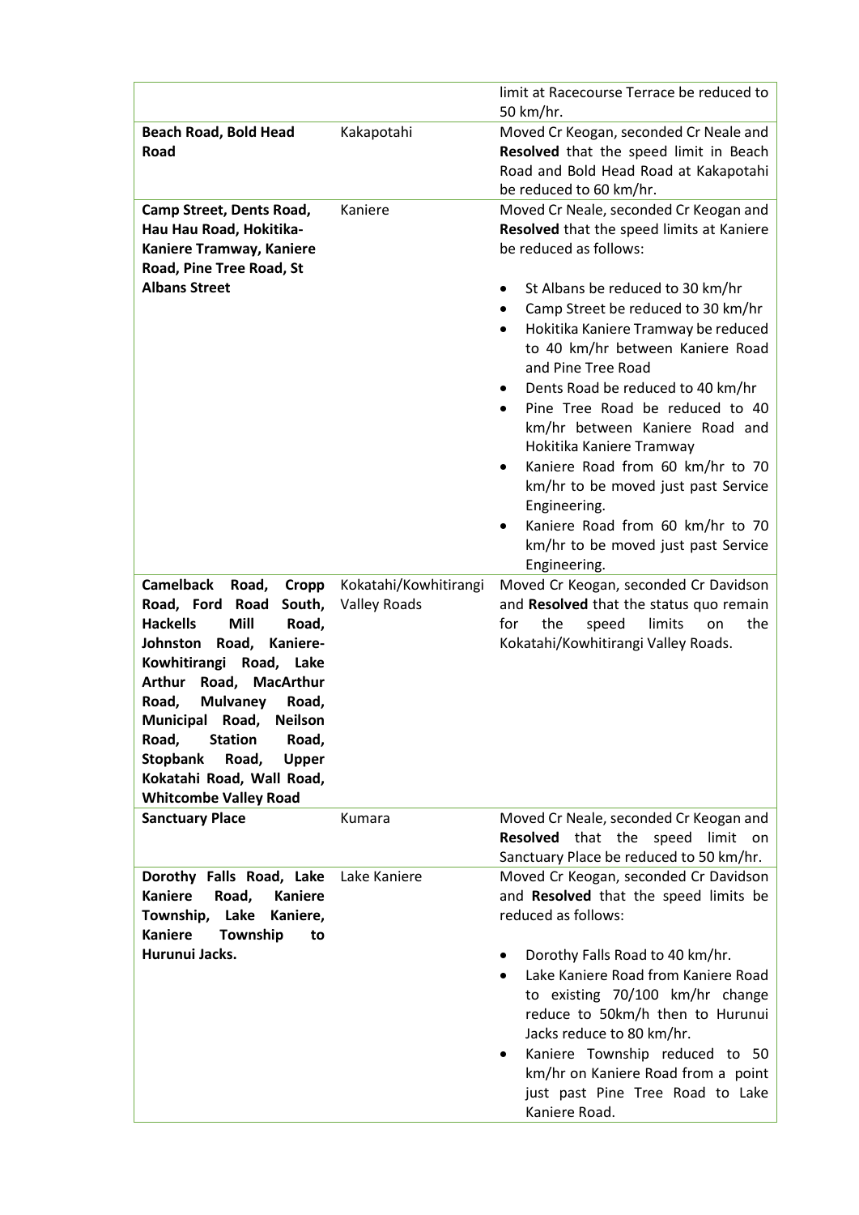| | | |
|---|---|---|
| | | limit at Racecourse Terrace be reduced to 50 km/hr. |
| **Beach Road, Bold Head Road** | Kakapotahi | Moved Cr Keogan, seconded Cr Neale and **Resolved** that the speed limit in Beach Road and Bold Head Road at Kakapotahi be reduced to 60 km/hr. |
| **Camp Street, Dents Road, Hau Hau Road, Hokitika-Kaniere Tramway, Kaniere Road, Pine Tree Road, St Albans Street** | Kaniere | Moved Cr Neale, seconded Cr Keogan and **Resolved** that the speed limits at Kaniere be reduced as follows:<br><br>• St Albans be reduced to 30 km/hr<br>• Camp Street be reduced to 30 km/hr<br>• Hokitika Kaniere Tramway be reduced to 40 km/hr between Kaniere Road and Pine Tree Road<br>• Dents Road be reduced to 40 km/hr<br>• Pine Tree Road be reduced to 40 km/hr between Kaniere Road and Hokitika Kaniere Tramway<br>• Kaniere Road from 60 km/hr to 70 km/hr to be moved just past Service Engineering.<br>• Kaniere Road from 60 km/hr to 70 km/hr to be moved just past Service Engineering. |
| **Camelback Road, Cropp Road, Ford Road South, Hackells Mill Road, Johnston Road, Kaniere-Kowhitirangi Road, Lake Arthur Road, MacArthur Road, Mulvaney Road, Municipal Road, Neilson Road, Station Road, Stopbank Road, Upper Kokatahi Road, Wall Road, Whitcombe Valley Road** | Kokatahi/Kowhitirangi Valley Roads | Moved Cr Keogan, seconded Cr Davidson and **Resolved** that the status quo remain for the speed limits on the Kokatahi/Kowhitirangi Valley Roads. |
| **Sanctuary Place** | Kumara | Moved Cr Neale, seconded Cr Keogan and **Resolved** that the speed limit on Sanctuary Place be reduced to 50 km/hr. |
| **Dorothy Falls Road, Lake Kaniere Road, Kaniere Township, Lake Kaniere, Kaniere Township to Hurunui Jacks.** | Lake Kaniere | Moved Cr Keogan, seconded Cr Davidson and **Resolved** that the speed limits be reduced as follows:<br><br>• Dorothy Falls Road to 40 km/hr.<br>• Lake Kaniere Road from Kaniere Road to existing 70/100 km/hr change reduce to 50km/h then to Hurunui Jacks reduce to 80 km/hr.<br>• Kaniere Township reduced to 50 km/hr on Kaniere Road from a point just past Pine Tree Road to Lake Kaniere Road. |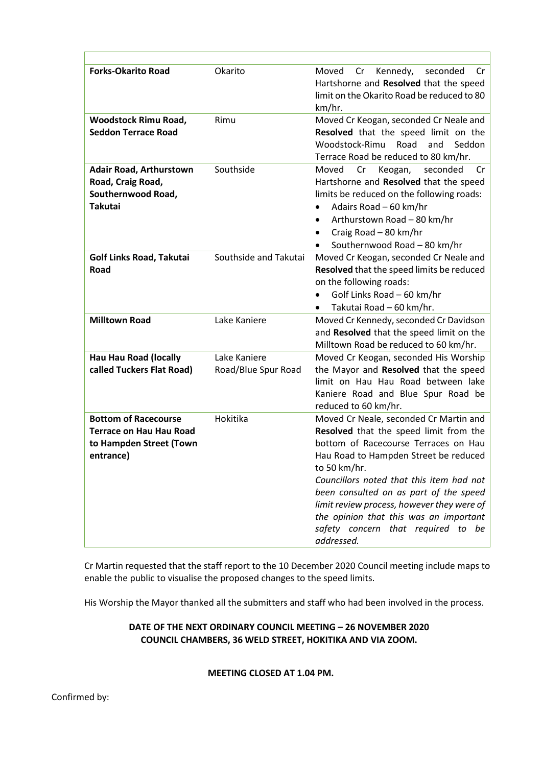| | | |
|---|---|---|
| **Forks-Okarito Road** | Okarito | Moved Cr Kennedy, seconded Cr Hartshorne and **Resolved** that the speed limit on the Okarito Road be reduced to 80 km/hr. |
| **Woodstock Rimu Road, Seddon Terrace Road** | Rimu | Moved Cr Keogan, seconded Cr Neale and **Resolved** that the speed limit on the Woodstock-Rimu Road and Seddon Terrace Road be reduced to 80 km/hr. |
| **Adair Road, Arthurstown Road, Craig Road, Southernwood Road, Takutai** | Southside | Moved Cr Keogan, seconded Cr Hartshorne and **Resolved** that the speed limits be reduced on the following roads:<br>• Adairs Road – 60 km/hr<br>• Arthurstown Road – 80 km/hr<br>• Craig Road – 80 km/hr<br>• Southernwood Road – 80 km/hr |
| **Golf Links Road, Takutai Road** | Southside and Takutai | Moved Cr Keogan, seconded Cr Neale and **Resolved** that the speed limits be reduced on the following roads:<br>• Golf Links Road – 60 km/hr<br>• Takutai Road – 60 km/hr. |
| **Milltown Road** | Lake Kaniere | Moved Cr Kennedy, seconded Cr Davidson and **Resolved** that the speed limit on the Milltown Road be reduced to 60 km/hr. |
| **Hau Hau Road (locally called Tuckers Flat Road)** | Lake Kaniere Road/Blue Spur Road | Moved Cr Keogan, seconded His Worship the Mayor and **Resolved** that the speed limit on Hau Hau Road between lake Kaniere Road and Blue Spur Road be reduced to 60 km/hr. |
| **Bottom of Racecourse Terrace on Hau Hau Road to Hampden Street (Town entrance)** | Hokitika | Moved Cr Neale, seconded Cr Martin and **Resolved** that the speed limit from the bottom of Racecourse Terraces on Hau Hau Road to Hampden Street be reduced to 50 km/hr.<br>*Councillors noted that this item had not been consulted on as part of the speed limit review process, however they were of the opinion that this was an important safety concern that required to be addressed.* |

Cr Martin requested that the staff report to the 10 December 2020 Council meeting include maps to enable the public to visualise the proposed changes to the speed limits.

His Worship the Mayor thanked all the submitters and staff who had been involved in the process.

**DATE OF THE NEXT ORDINARY COUNCIL MEETING – 26 NOVEMBER 2020**
**COUNCIL CHAMBERS, 36 WELD STREET, HOKITIKA AND VIA ZOOM.**

**MEETING CLOSED AT 1.04 PM.**

Confirmed by: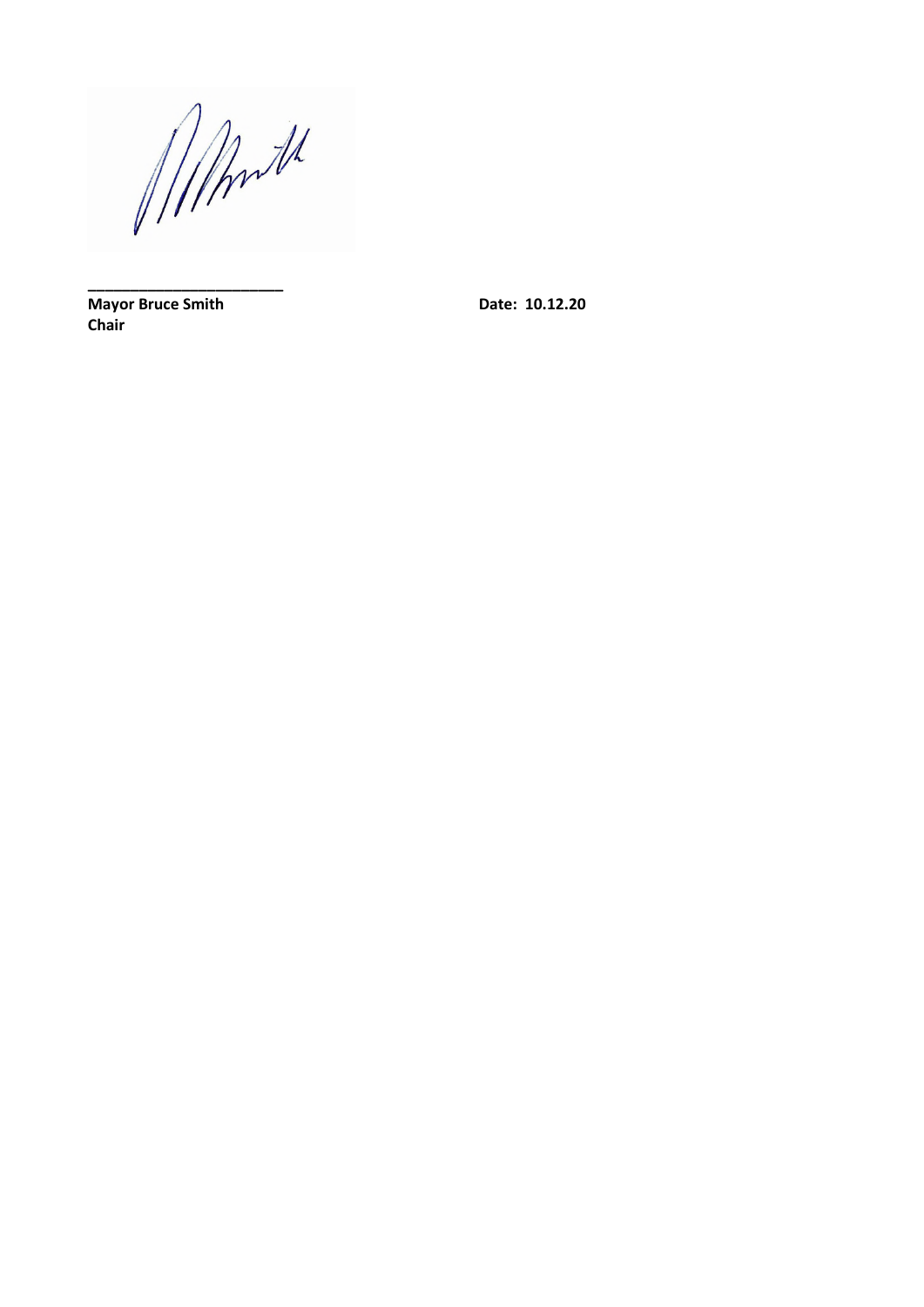_______________________

**Mayor Bruce Smith** **Date: 10.12.20**

**Chair**